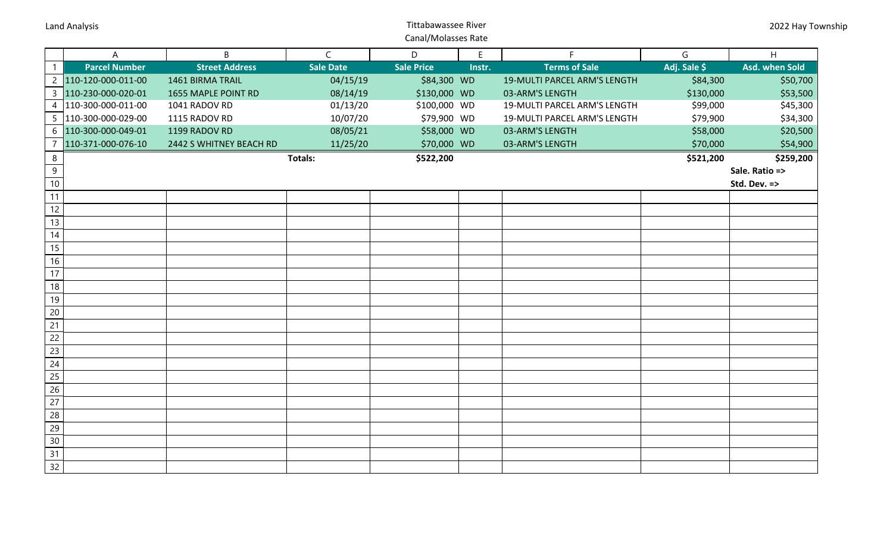Land Analysis

# Tittabawassee River
## Canal/Molasses Rate

2022 Hay Township

| Parcel Number | Street Address | Sale Date | Sale Price | Instr. | Terms of Sale | Adj. Sale $ | Asd. when Sold |
|---|---|---|---|---|---|---|---|
| 110-120-000-011-00 | 1461 BIRMA TRAIL | 04/15/19 | $84,300 | WD | 19-MULTI PARCEL ARM'S LENGTH | $84,300 | $50,700 |
| 110-230-000-020-01 | 1655 MAPLE POINT RD | 08/14/19 | $130,000 | WD | 03-ARM'S LENGTH | $130,000 | $53,500 |
| 110-300-000-011-00 | 1041 RADOV RD | 01/13/20 | $100,000 | WD | 19-MULTI PARCEL ARM'S LENGTH | $99,000 | $45,300 |
| 110-300-000-029-00 | 1115 RADOV RD | 10/07/20 | $79,900 | WD | 19-MULTI PARCEL ARM'S LENGTH | $79,900 | $34,300 |
| 110-300-000-049-01 | 1199 RADOV RD | 08/05/21 | $58,000 | WD | 03-ARM'S LENGTH | $58,000 | $20,500 |
| 110-371-000-076-10 | 2442 S WHITNEY BEACH RD | 11/25/20 | $70,000 | WD | 03-ARM'S LENGTH | $70,000 | $54,900 |
| | | **Totals:** | **$522,200** | | | **$521,200** | **$259,200** |
| | | | | | | | **Sale. Ratio =>** |
| | | | | | | | **Std. Dev. =>** |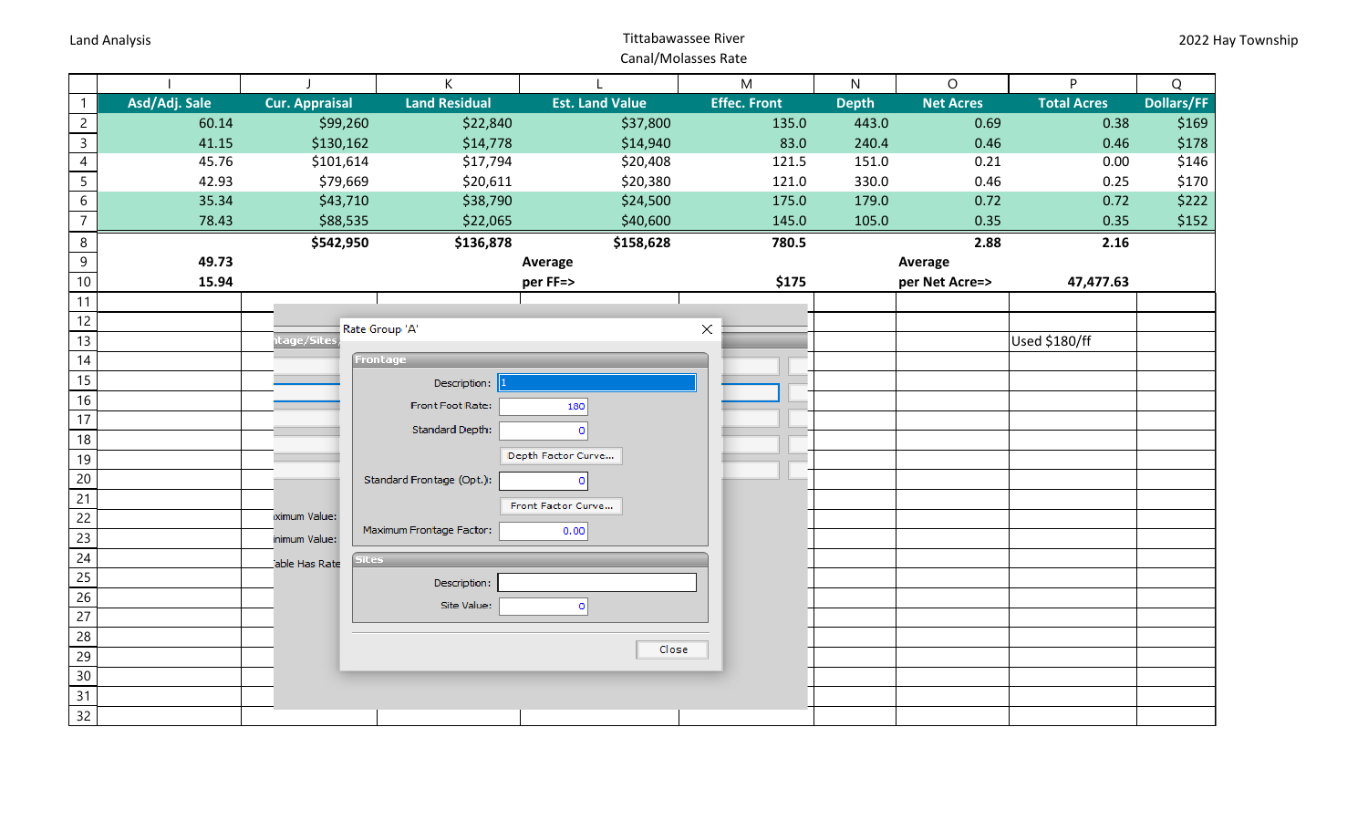Land Analysis

Tittabawassee River
Canal/Molasses Rate

2022 Hay Township

| | I | J | K | L | M | N | O | P | Q |
|---|---|---|---|---|---|---|---|---|---|
| 1 | Asd/Adj. Sale | Cur. Appraisal | Land Residual | Est. Land Value | Effec. Front | Depth | Net Acres | Total Acres | Dollars/FF |
| 2 | 60.14 | $99,260 | $22,840 | $37,800 | 135.0 | 443.0 | 0.69 | 0.38 | $169 |
| 3 | 41.15 | $130,162 | $14,778 | $14,940 | 83.0 | 240.4 | 0.46 | 0.46 | $178 |
| 4 | 45.76 | $101,614 | $17,794 | $20,408 | 121.5 | 151.0 | 0.21 | 0.00 | $146 |
| 5 | 42.93 | $79,669 | $20,611 | $20,380 | 121.0 | 330.0 | 0.46 | 0.25 | $170 |
| 6 | 35.34 | $43,710 | $38,790 | $24,500 | 175.0 | 179.0 | 0.72 | 0.72 | $222 |
| 7 | 78.43 | $88,535 | $22,065 | $40,600 | 145.0 | 105.0 | 0.35 | 0.35 | $152 |
| 8 | | **$542,950** | **$136,878** | **$158,628** | **780.5** | | **2.88** | **2.16** | |
| 9 | **49.73** | | | **Average** | | | **Average** | | |
| 10 | **15.94** | | | **per FF=>** | **$175** | | **per Net Acre=>** | **47,477.63** | |
| 13 | | | | | | | | Used $180/ff | |

Rate Group 'A'

**Frontage**

Description: 1

Front Foot Rate: 180

Standard Depth: 0

Depth Factor Curve...

Standard Frontage (Opt.): 0

Front Factor Curve...

Maximum Frontage Factor: 0.00

**Sites**

Description:

Site Value: 0

Close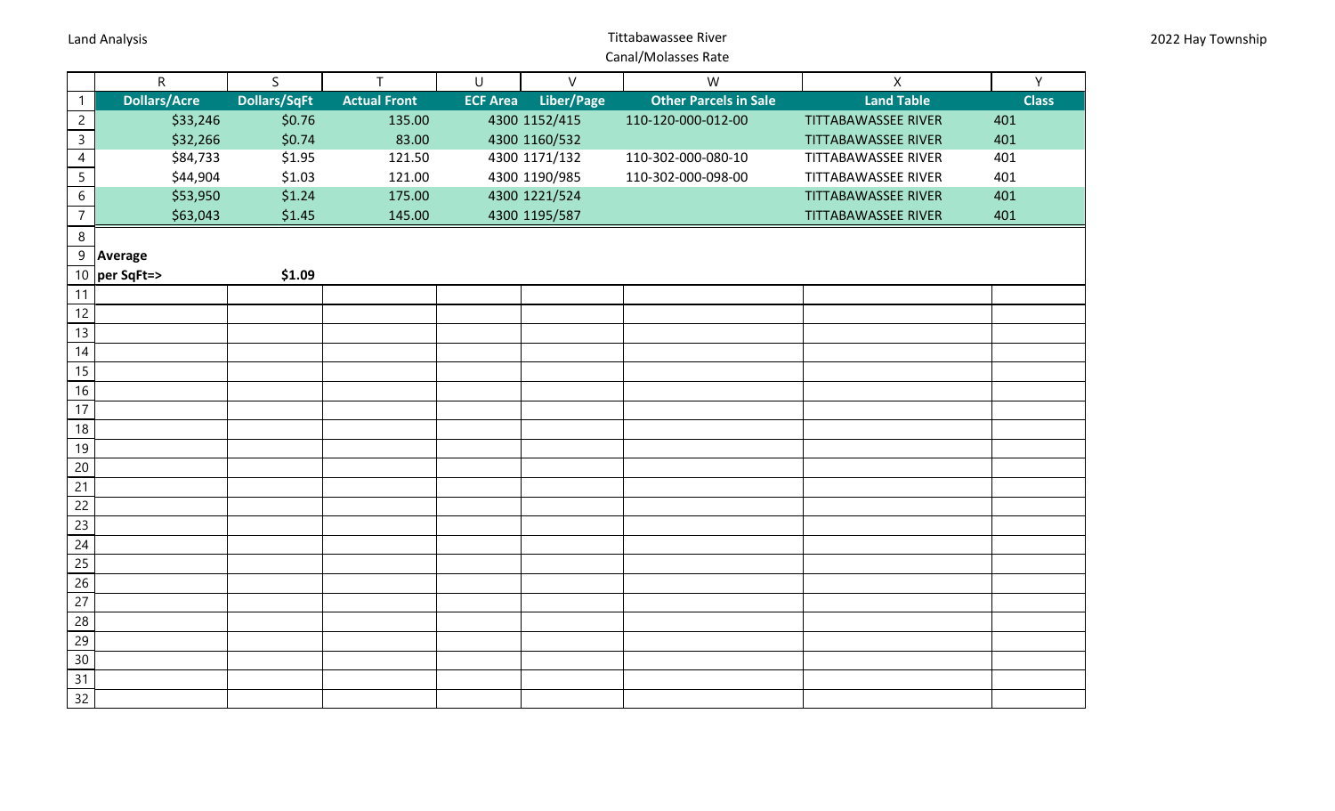Tittabawassee River
Canal/Molasses Rate

| Dollars/Acre | Dollars/SqFt | Actual Front | ECF Area | Liber/Page | Other Parcels in Sale | Land Table | Class |
|---|---|---|---|---|---|---|---|
| $33,246 | $0.76 | 135.00 | 4300 | 1152/415 | 110-120-000-012-00 | TITTABAWASSEE RIVER | 401 |
| $32,266 | $0.74 | 83.00 | 4300 | 1160/532 | | TITTABAWASSEE RIVER | 401 |
| $84,733 | $1.95 | 121.50 | 4300 | 1171/132 | 110-302-000-080-10 | TITTABAWASSEE RIVER | 401 |
| $44,904 | $1.03 | 121.00 | 4300 | 1190/985 | 110-302-000-098-00 | TITTABAWASSEE RIVER | 401 |
| $53,950 | $1.24 | 175.00 | 4300 | 1221/524 | | TITTABAWASSEE RIVER | 401 |
| $63,043 | $1.45 | 145.00 | 4300 | 1195/587 | | TITTABAWASSEE RIVER | 401 |
| | | | | | | | |
| **Average** | | | | | | | |
| **per SqFt=>** | **$1.09** | | | | | | |